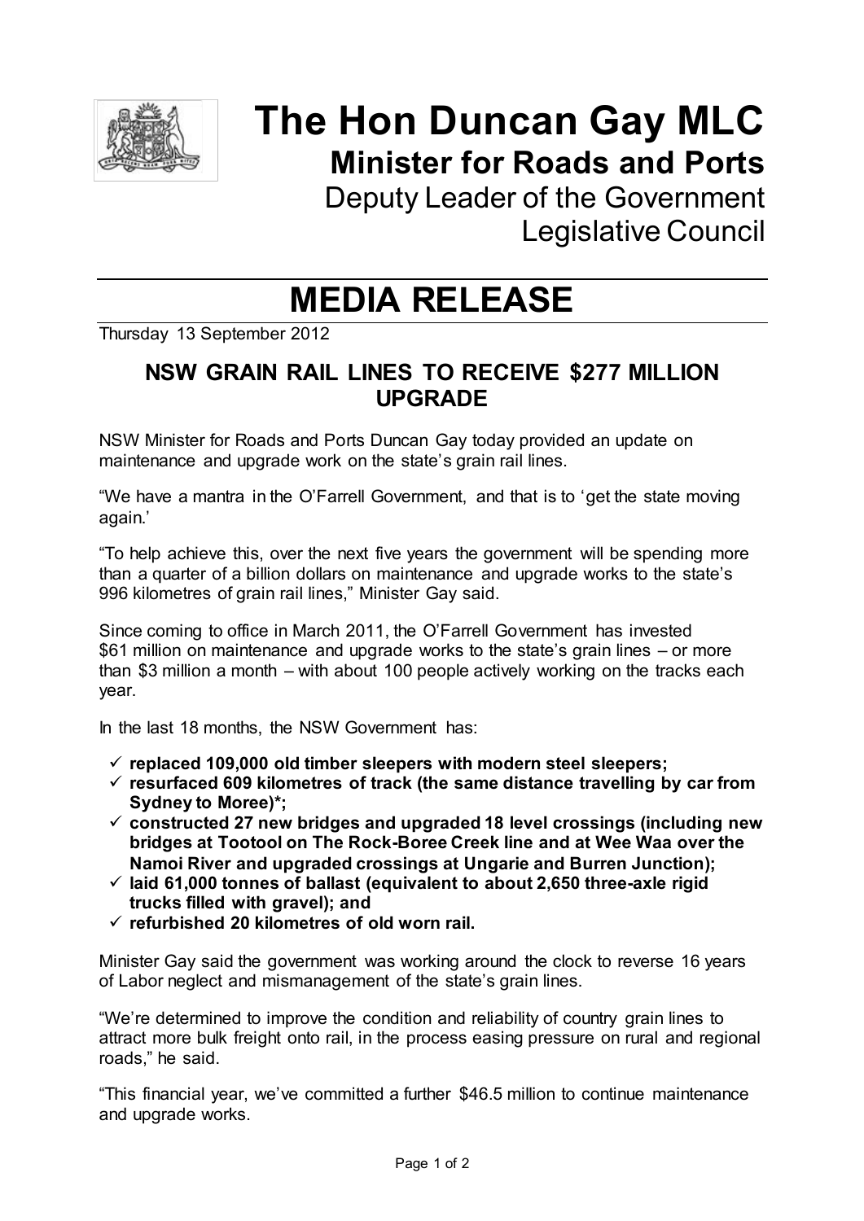# The Hon Duncan Gay MLC

## Minister for Roads and Ports

Deputy Leader of the Government
Legislative Council

# MEDIA RELEASE

Thursday 13 September 2012

## NSW GRAIN RAIL LINES TO RECEIVE $277 MILLION UPGRADE

NSW Minister for Roads and Ports Duncan Gay today provided an update on maintenance and upgrade work on the state's grain rail lines.

"We have a mantra in the O'Farrell Government, and that is to 'get the state moving again.'

"To help achieve this, over the next five years the government will be spending more than a quarter of a billion dollars on maintenance and upgrade works to the state's 996 kilometres of grain rail lines," Minister Gay said.

Since coming to office in March 2011, the O'Farrell Government has invested $61 million on maintenance and upgrade works to the state's grain lines – or more than $3 million a month – with about 100 people actively working on the tracks each year.

In the last 18 months, the NSW Government has:

- ✓ **replaced 109,000 old timber sleepers with modern steel sleepers;**
- ✓ **resurfaced 609 kilometres of track (the same distance travelling by car from Sydney to Moree)*;**
- ✓ **constructed 27 new bridges and upgraded 18 level crossings (including new bridges at Tootool on The Rock-Boree Creek line and at Wee Waa over the Namoi River and upgraded crossings at Ungarie and Burren Junction);**
- ✓ **laid 61,000 tonnes of ballast (equivalent to about 2,650 three-axle rigid trucks filled with gravel); and**
- ✓ **refurbished 20 kilometres of old worn rail.**

Minister Gay said the government was working around the clock to reverse 16 years of Labor neglect and mismanagement of the state's grain lines.

"We're determined to improve the condition and reliability of country grain lines to attract more bulk freight onto rail, in the process easing pressure on rural and regional roads," he said.

"This financial year, we've committed a further $46.5 million to continue maintenance and upgrade works.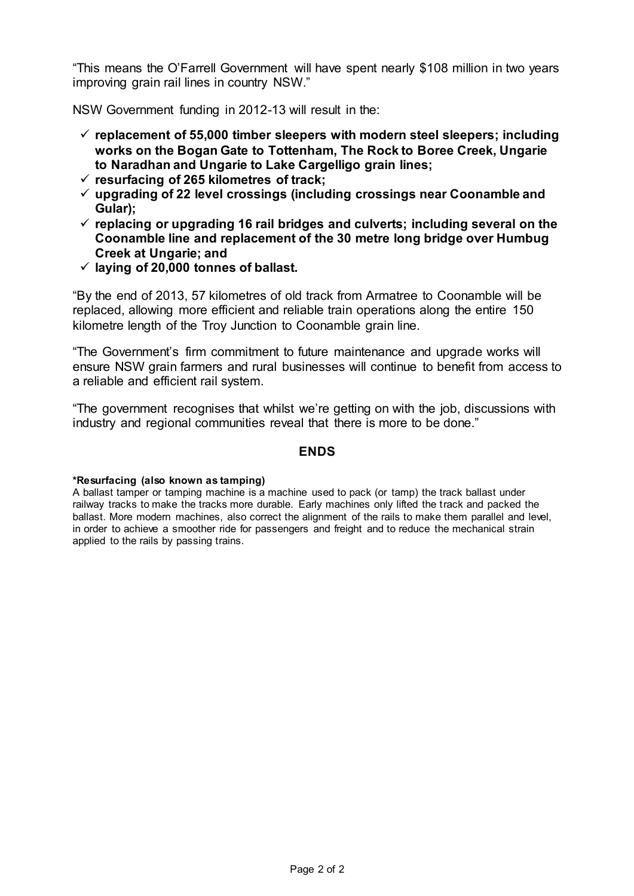"This means the O'Farrell Government will have spent nearly $108 million in two years improving grain rail lines in country NSW."

NSW Government funding in 2012-13 will result in the:

- ✓ **replacement of 55,000 timber sleepers with modern steel sleepers; including works on the Bogan Gate to Tottenham, The Rock to Boree Creek, Ungarie to Naradhan and Ungarie to Lake Cargelligo grain lines;**
- ✓ **resurfacing of 265 kilometres of track;**
- ✓ **upgrading of 22 level crossings (including crossings near Coonamble and Gular);**
- ✓ **replacing or upgrading 16 rail bridges and culverts; including several on the Coonamble line and replacement of the 30 metre long bridge over Humbug Creek at Ungarie; and**
- ✓ **laying of 20,000 tonnes of ballast.**

"By the end of 2013, 57 kilometres of old track from Armatree to Coonamble will be replaced, allowing more efficient and reliable train operations along the entire 150 kilometre length of the Troy Junction to Coonamble grain line.

"The Government's firm commitment to future maintenance and upgrade works will ensure NSW grain farmers and rural businesses will continue to benefit from access to a reliable and efficient rail system.

"The government recognises that whilst we're getting on with the job, discussions with industry and regional communities reveal that there is more to be done."

**ENDS**

**\*Resurfacing (also known as tamping)**
A ballast tamper or tamping machine is a machine used to pack (or tamp) the track ballast under railway tracks to make the tracks more durable. Early machines only lifted the track and packed the ballast. More modern machines, also correct the alignment of the rails to make them parallel and level, in order to achieve a smoother ride for passengers and freight and to reduce the mechanical strain applied to the rails by passing trains.